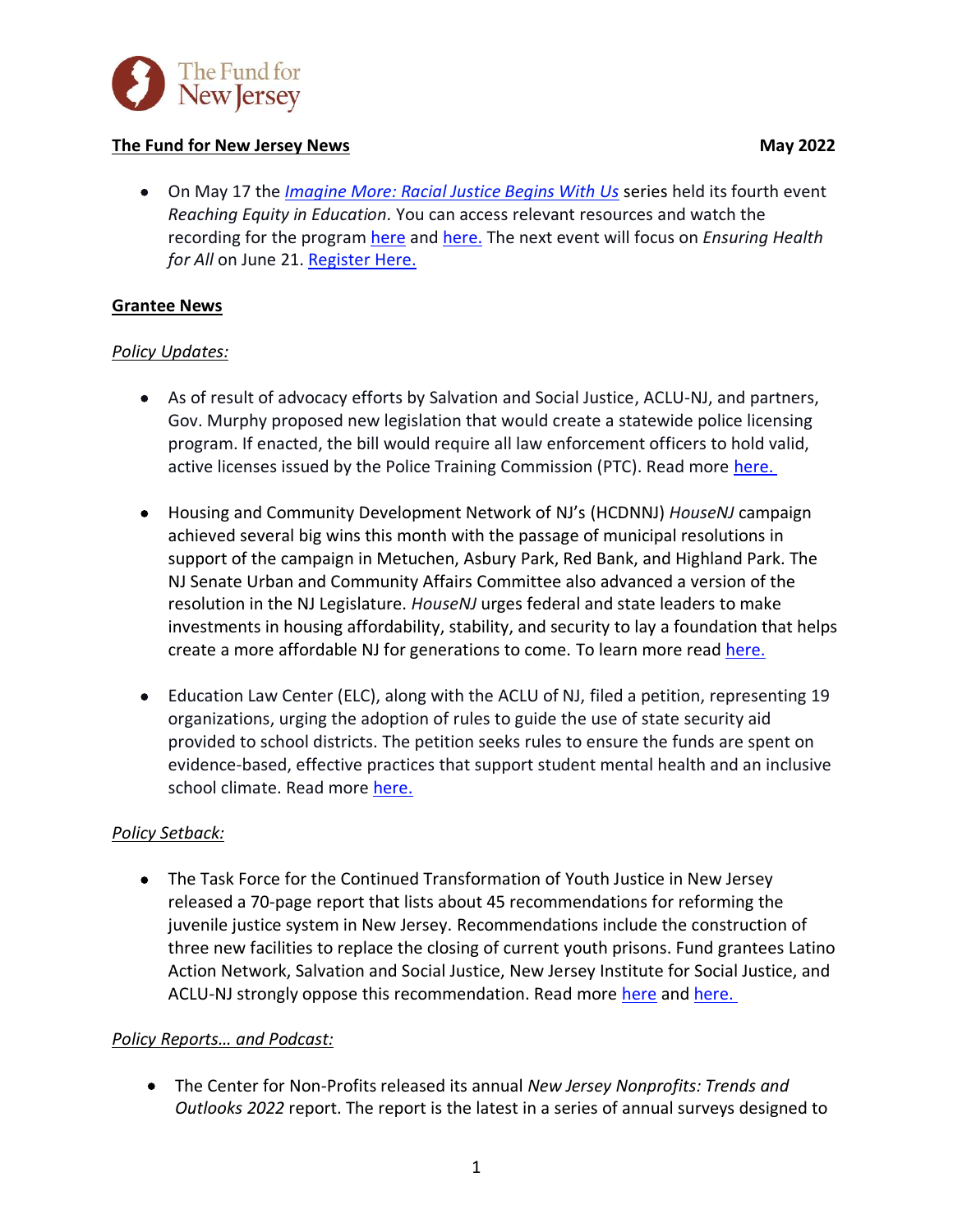**The Fund for New Jersey News** **May 2022**

- On May 17 the *Imagine More: Racial Justice Begins With Us* series held its fourth event *Reaching Equity in Education*. You can access relevant resources and watch the recording for the program here and here. The next event will focus on *Ensuring Health for All* on June 21. Register Here.

## Grantee News

### *Policy Updates:*

- As of result of advocacy efforts by Salvation and Social Justice, ACLU-NJ, and partners, Gov. Murphy proposed new legislation that would create a statewide police licensing program. If enacted, the bill would require all law enforcement officers to hold valid, active licenses issued by the Police Training Commission (PTC). Read more here.

- Housing and Community Development Network of NJ's (HCDNNJ) *HouseNJ* campaign achieved several big wins this month with the passage of municipal resolutions in support of the campaign in Metuchen, Asbury Park, Red Bank, and Highland Park. The NJ Senate Urban and Community Affairs Committee also advanced a version of the resolution in the NJ Legislature. *HouseNJ* urges federal and state leaders to make investments in housing affordability, stability, and security to lay a foundation that helps create a more affordable NJ for generations to come. To learn more read here.

- Education Law Center (ELC), along with the ACLU of NJ, filed a petition, representing 19 organizations, urging the adoption of rules to guide the use of state security aid provided to school districts. The petition seeks rules to ensure the funds are spent on evidence-based, effective practices that support student mental health and an inclusive school climate. Read more here.

### *Policy Setback:*

- The Task Force for the Continued Transformation of Youth Justice in New Jersey released a 70-page report that lists about 45 recommendations for reforming the juvenile justice system in New Jersey. Recommendations include the construction of three new facilities to replace the closing of current youth prisons. Fund grantees Latino Action Network, Salvation and Social Justice, New Jersey Institute for Social Justice, and ACLU-NJ strongly oppose this recommendation. Read more here and here.

### *Policy Reports… and Podcast:*

- The Center for Non-Profits released its annual *New Jersey Nonprofits: Trends and Outlooks 2022* report. The report is the latest in a series of annual surveys designed to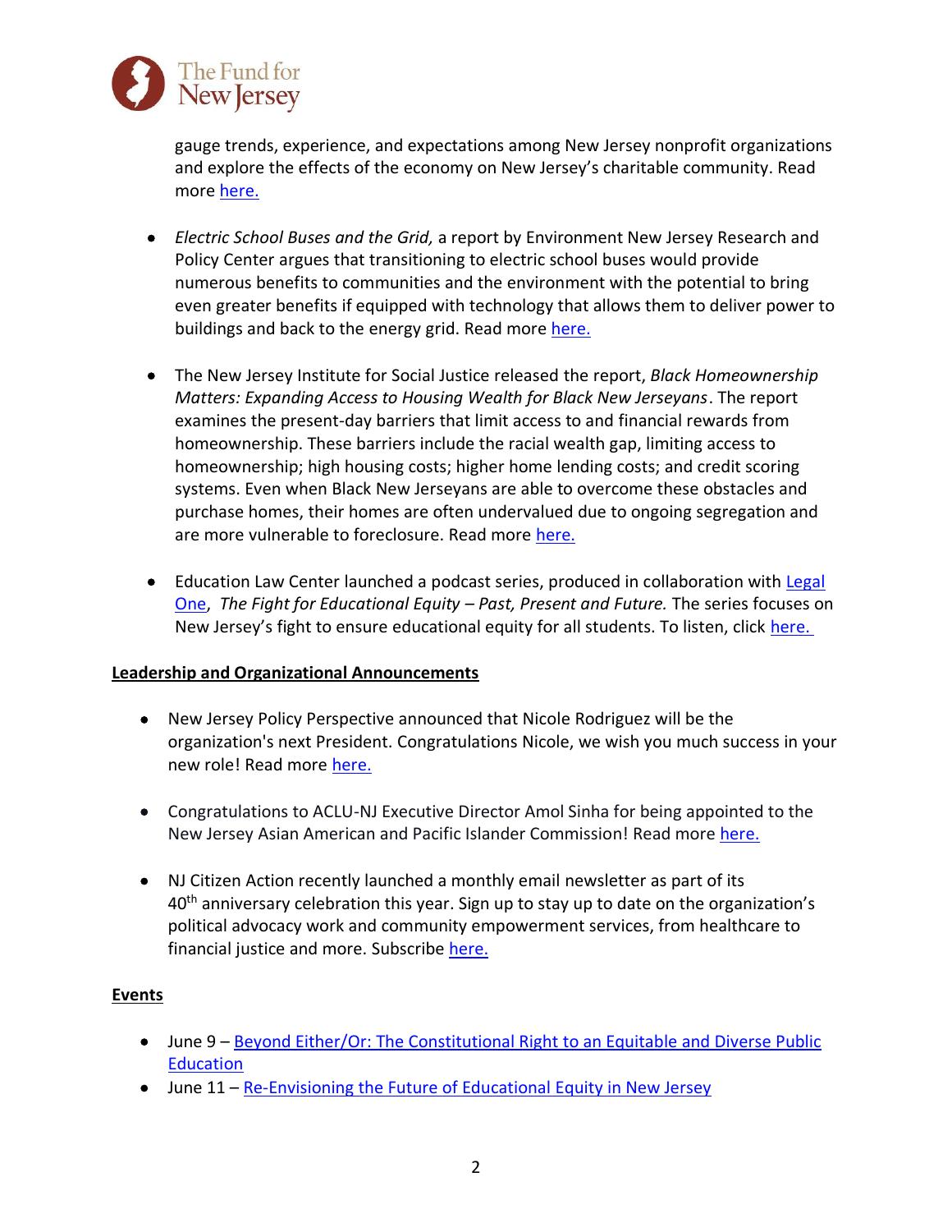gauge trends, experience, and expectations among New Jersey nonprofit organizations and explore the effects of the economy on New Jersey's charitable community. Read more here.

- *Electric School Buses and the Grid,* a report by Environment New Jersey Research and Policy Center argues that transitioning to electric school buses would provide numerous benefits to communities and the environment with the potential to bring even greater benefits if equipped with technology that allows them to deliver power to buildings and back to the energy grid. Read more here.

- The New Jersey Institute for Social Justice released the report, *Black Homeownership Matters: Expanding Access to Housing Wealth for Black New Jerseyans*. The report examines the present-day barriers that limit access to and financial rewards from homeownership. These barriers include the racial wealth gap, limiting access to homeownership; high housing costs; higher home lending costs; and credit scoring systems. Even when Black New Jerseyans are able to overcome these obstacles and purchase homes, their homes are often undervalued due to ongoing segregation and are more vulnerable to foreclosure. Read more here.

- Education Law Center launched a podcast series, produced in collaboration with Legal One, *The Fight for Educational Equity – Past, Present and Future.* The series focuses on New Jersey's fight to ensure educational equity for all students. To listen, click here.

**Leadership and Organizational Announcements**

- New Jersey Policy Perspective announced that Nicole Rodriguez will be the organization's next President. Congratulations Nicole, we wish you much success in your new role! Read more here.

- Congratulations to ACLU-NJ Executive Director Amol Sinha for being appointed to the New Jersey Asian American and Pacific Islander Commission! Read more here.

- NJ Citizen Action recently launched a monthly email newsletter as part of its 40th anniversary celebration this year. Sign up to stay up to date on the organization's political advocacy work and community empowerment services, from healthcare to financial justice and more. Subscribe here.

**Events**

- June 9 – Beyond Either/Or: The Constitutional Right to an Equitable and Diverse Public Education
- June 11 – Re-Envisioning the Future of Educational Equity in New Jersey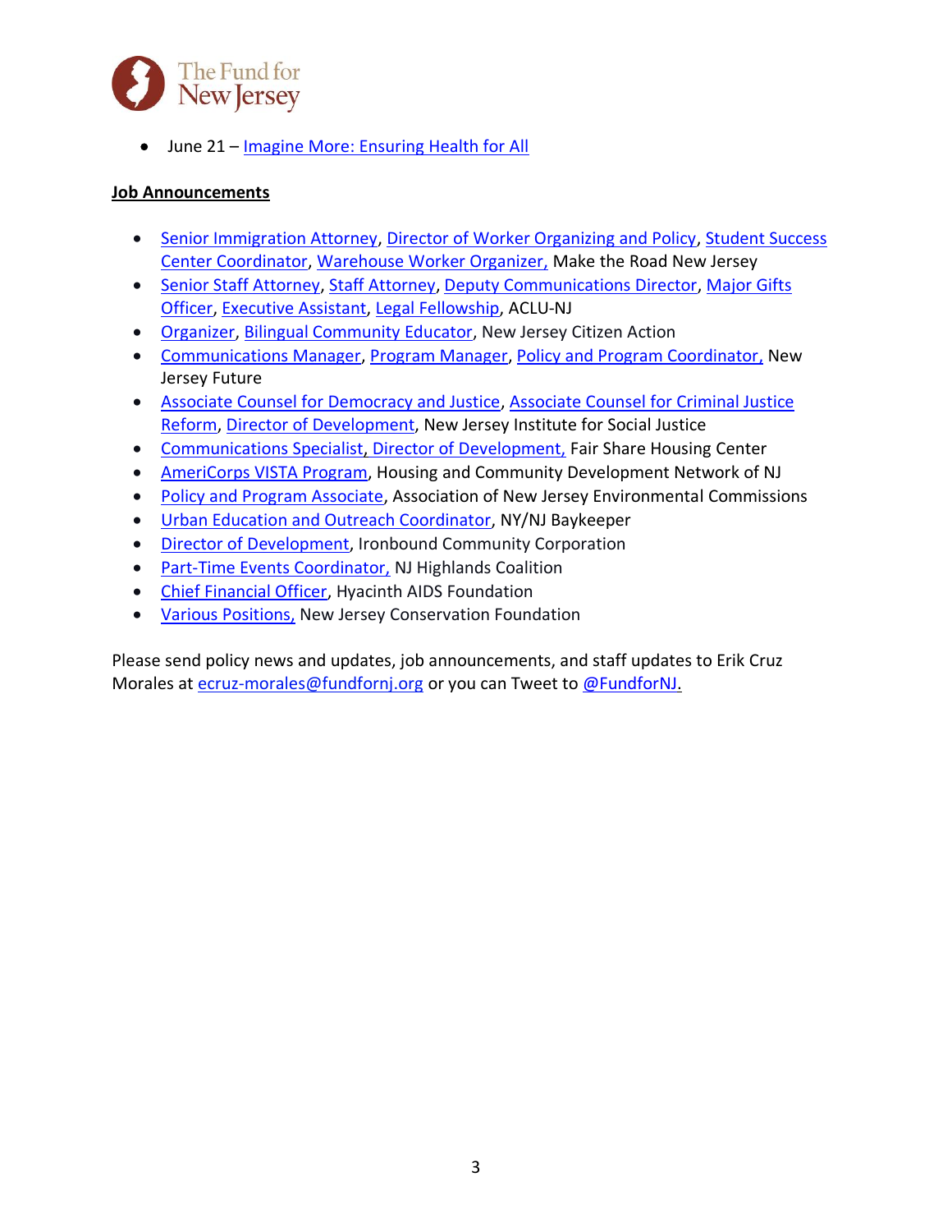- June 21 – Imagine More: Ensuring Health for All

**Job Announcements**

- Senior Immigration Attorney, Director of Worker Organizing and Policy, Student Success Center Coordinator, Warehouse Worker Organizer, Make the Road New Jersey
- Senior Staff Attorney, Staff Attorney, Deputy Communications Director, Major Gifts Officer, Executive Assistant, Legal Fellowship, ACLU-NJ
- Organizer, Bilingual Community Educator, New Jersey Citizen Action
- Communications Manager, Program Manager, Policy and Program Coordinator, New Jersey Future
- Associate Counsel for Democracy and Justice, Associate Counsel for Criminal Justice Reform, Director of Development, New Jersey Institute for Social Justice
- Communications Specialist, Director of Development, Fair Share Housing Center
- AmeriCorps VISTA Program, Housing and Community Development Network of NJ
- Policy and Program Associate, Association of New Jersey Environmental Commissions
- Urban Education and Outreach Coordinator, NY/NJ Baykeeper
- Director of Development, Ironbound Community Corporation
- Part-Time Events Coordinator, NJ Highlands Coalition
- Chief Financial Officer, Hyacinth AIDS Foundation
- Various Positions, New Jersey Conservation Foundation

Please send policy news and updates, job announcements, and staff updates to Erik Cruz Morales at ecruz-morales@fundfornj.org or you can Tweet to @FundforNJ.